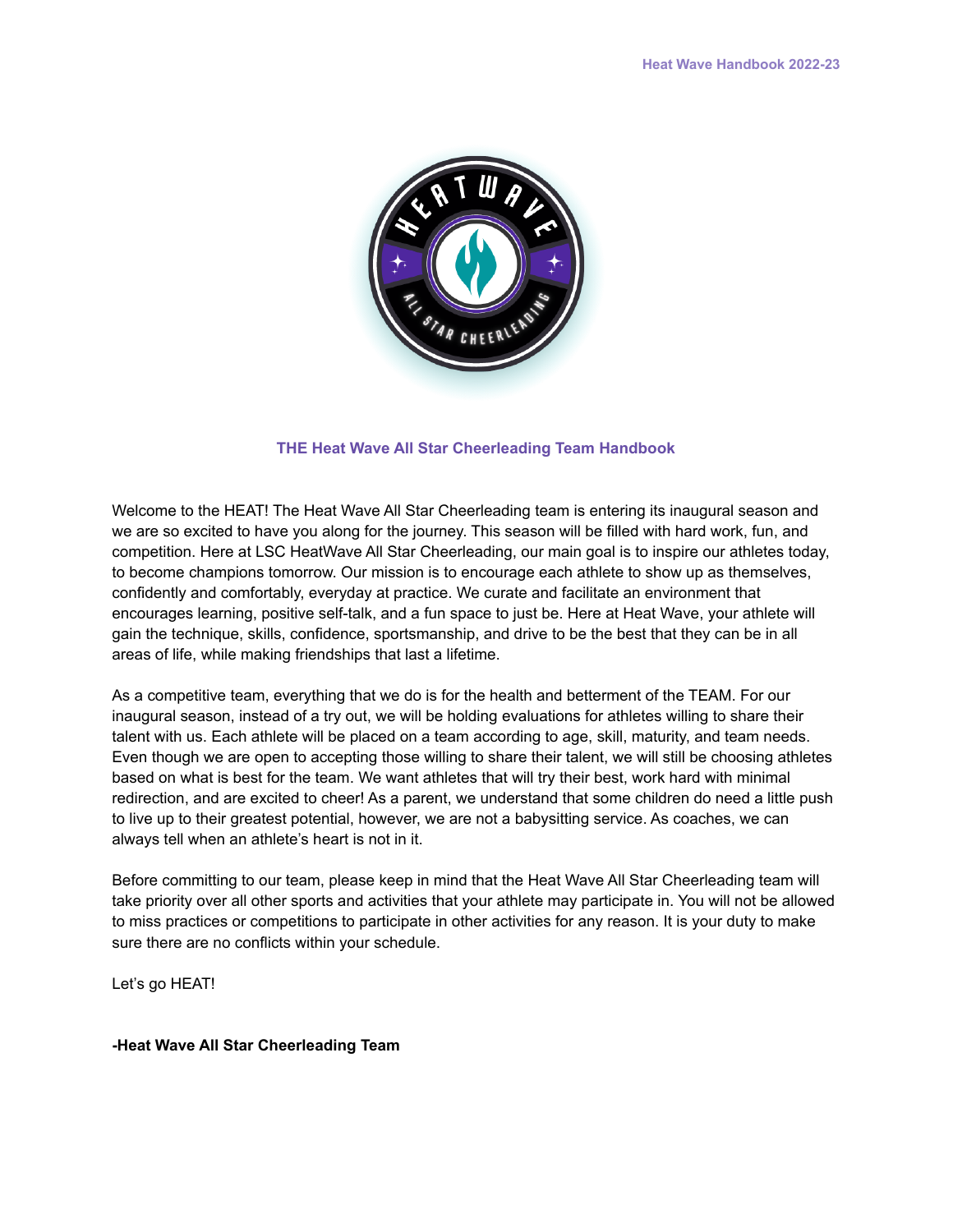# THE Heat Wave All Star Cheerleading Team Handbook

Welcome to the HEAT! The Heat Wave All Star Cheerleading team is entering its inaugural season and we are so excited to have you along for the journey. This season will be filled with hard work, fun, and competition. Here at LSC HeatWave All Star Cheerleading, our main goal is to inspire our athletes today, to become champions tomorrow. Our mission is to encourage each athlete to show up as themselves, confidently and comfortably, everyday at practice. We curate and facilitate an environment that encourages learning, positive self-talk, and a fun space to just be. Here at Heat Wave, your athlete will gain the technique, skills, confidence, sportsmanship, and drive to be the best that they can be in all areas of life, while making friendships that last a lifetime.

As a competitive team, everything that we do is for the health and betterment of the TEAM. For our inaugural season, instead of a try out, we will be holding evaluations for athletes willing to share their talent with us. Each athlete will be placed on a team according to age, skill, maturity, and team needs. Even though we are open to accepting those willing to share their talent, we will still be choosing athletes based on what is best for the team. We want athletes that will try their best, work hard with minimal redirection, and are excited to cheer! As a parent, we understand that some children do need a little push to live up to their greatest potential, however, we are not a babysitting service. As coaches, we can always tell when an athlete's heart is not in it.

Before committing to our team, please keep in mind that the Heat Wave All Star Cheerleading team will take priority over all other sports and activities that your athlete may participate in. You will not be allowed to miss practices or competitions to participate in other activities for any reason. It is your duty to make sure there are no conflicts within your schedule.

Let's go HEAT!

**-Heat Wave All Star Cheerleading Team**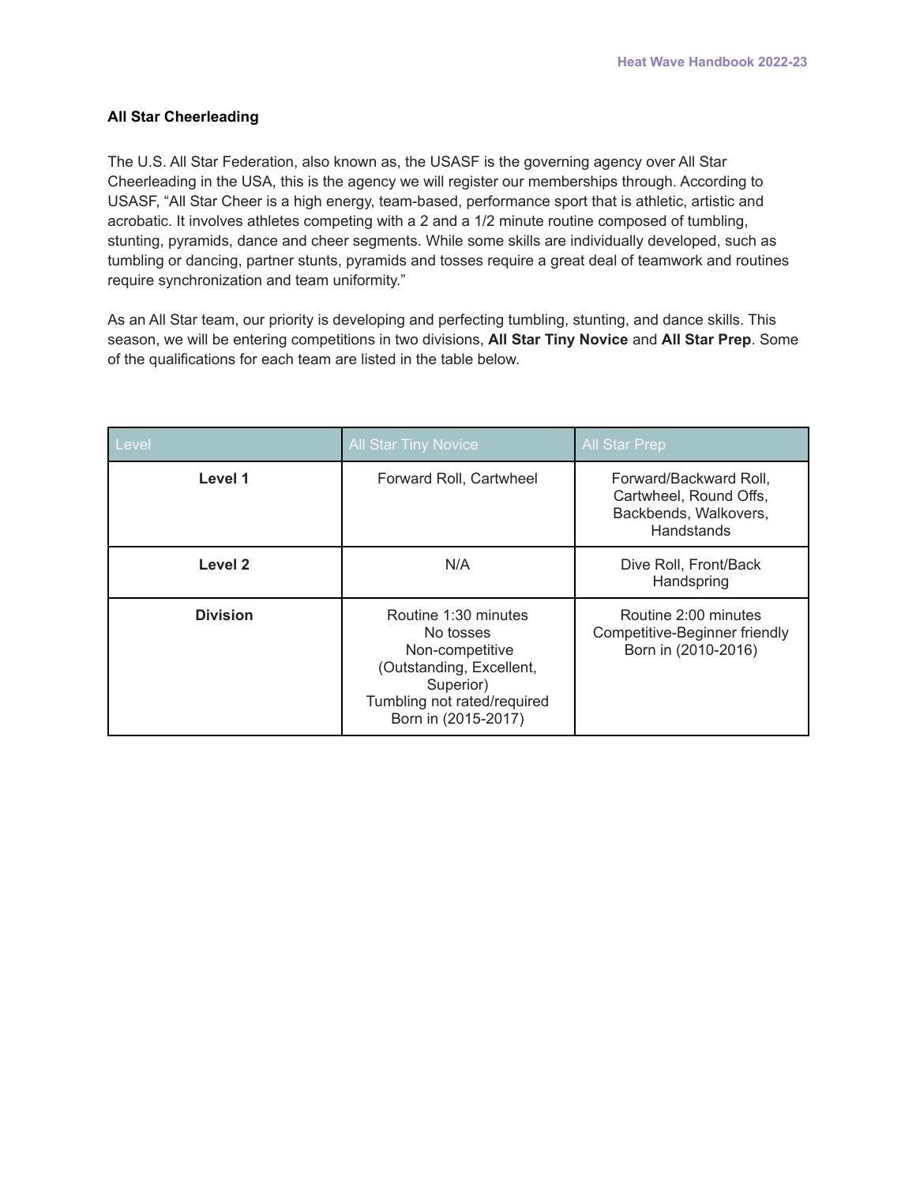**All Star Cheerleading**

The U.S. All Star Federation, also known as, the USASF is the governing agency over All Star Cheerleading in the USA, this is the agency we will register our memberships through. According to USASF, "All Star Cheer is a high energy, team-based, performance sport that is athletic, artistic and acrobatic. It involves athletes competing with a 2 and a 1/2 minute routine composed of tumbling, stunting, pyramids, dance and cheer segments. While some skills are individually developed, such as tumbling or dancing, partner stunts, pyramids and tosses require a great deal of teamwork and routines require synchronization and team uniformity."

As an All Star team, our priority is developing and perfecting tumbling, stunting, and dance skills. This season, we will be entering competitions in two divisions, **All Star Tiny Novice** and **All Star Prep**. Some of the qualifications for each team are listed in the table below.

| Level | All Star Tiny Novice | All Star Prep |
| --- | --- | --- |
| **Level 1** | Forward Roll, Cartwheel | Forward/Backward Roll, Cartwheel, Round Offs, Backbends, Walkovers, Handstands |
| **Level 2** | N/A | Dive Roll, Front/Back Handspring |
| **Division** | Routine 1:30 minutes<br>No tosses<br>Non-competitive (Outstanding, Excellent, Superior)<br>Tumbling not rated/required<br>Born in (2015-2017) | Routine 2:00 minutes<br>Competitive-Beginner friendly<br>Born in (2010-2016) |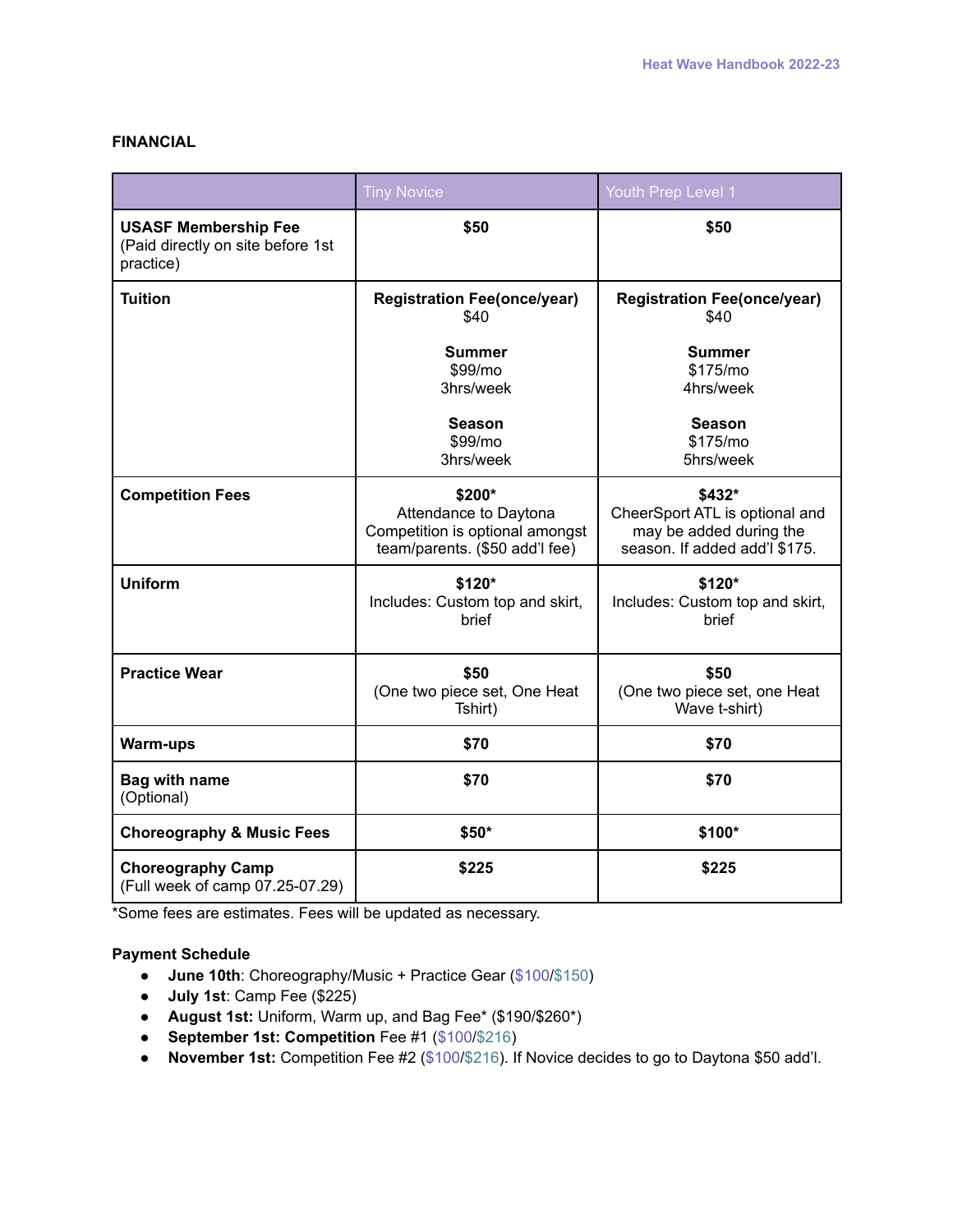**FINANCIAL**

| | Tiny Novice | Youth Prep Level 1 |
|---|---|---|
| **USASF Membership Fee** (Paid directly on site before 1st practice) | **$50** | **$50** |
| **Tuition** | **Registration Fee(once/year)** $40<br><br>**Summer** $99/mo 3hrs/week<br><br>**Season** $99/mo 3hrs/week | **Registration Fee(once/year)** $40<br><br>**Summer** $175/mo 4hrs/week<br><br>**Season** $175/mo 5hrs/week |
| **Competition Fees** | **$200*** Attendance to Daytona Competition is optional amongst team/parents. ($50 add'l fee) | **$432*** CheerSport ATL is optional and may be added during the season. If added add'l $175. |
| **Uniform** | **$120*** Includes: Custom top and skirt, brief | **$120*** Includes: Custom top and skirt, brief |
| **Practice Wear** | **$50** (One two piece set, One Heat Tshirt) | **$50** (One two piece set, one Heat Wave t-shirt) |
| **Warm-ups** | **$70** | **$70** |
| **Bag with name** (Optional) | **$70** | **$70** |
| **Choreography & Music Fees** | **$50*** | **$100*** |
| **Choreography Camp** (Full week of camp 07.25-07.29) | **$225** | **$225** |

*Some fees are estimates. Fees will be updated as necessary.

**Payment Schedule**

- **June 10th**: Choreography/Music + Practice Gear ($100/$150)
- **July 1st**: Camp Fee ($225)
- **August 1st:** Uniform, Warm up, and Bag Fee* ($190/$260*)
- **September 1st: Competition** Fee #1 ($100/$216)
- **November 1st:** Competition Fee #2 ($100/$216). If Novice decides to go to Daytona $50 add'l.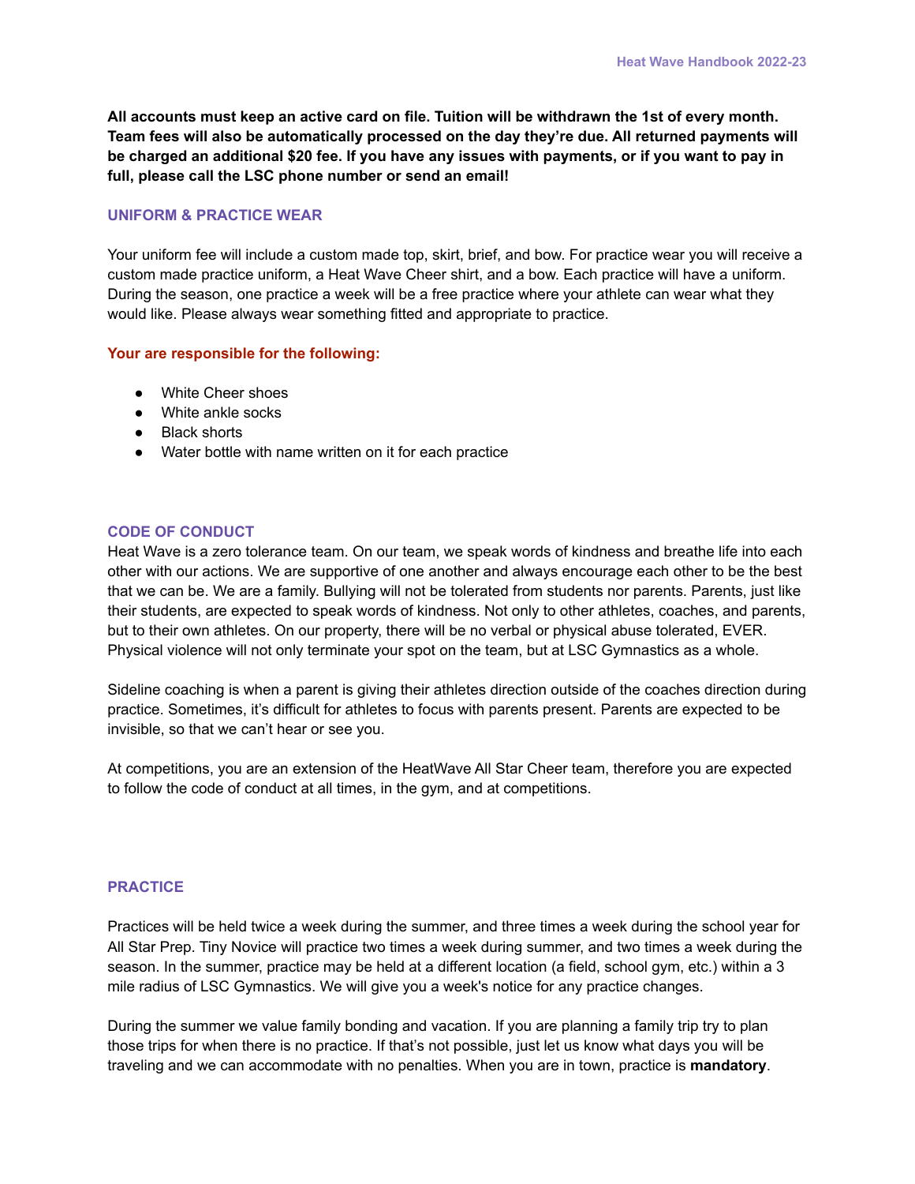**All accounts must keep an active card on file. Tuition will be withdrawn the 1st of every month. Team fees will also be automatically processed on the day they're due. All returned payments will be charged an additional $20 fee. If you have any issues with payments, or if you want to pay in full, please call the LSC phone number or send an email!**

## UNIFORM & PRACTICE WEAR

Your uniform fee will include a custom made top, skirt, brief, and bow. For practice wear you will receive a custom made practice uniform, a Heat Wave Cheer shirt, and a bow. Each practice will have a uniform. During the season, one practice a week will be a free practice where your athlete can wear what they would like. Please always wear something fitted and appropriate to practice.

### Your are responsible for the following:

- White Cheer shoes
- White ankle socks
- Black shorts
- Water bottle with name written on it for each practice

## CODE OF CONDUCT

Heat Wave is a zero tolerance team. On our team, we speak words of kindness and breathe life into each other with our actions. We are supportive of one another and always encourage each other to be the best that we can be. We are a family. Bullying will not be tolerated from students nor parents. Parents, just like their students, are expected to speak words of kindness. Not only to other athletes, coaches, and parents, but to their own athletes. On our property, there will be no verbal or physical abuse tolerated, EVER. Physical violence will not only terminate your spot on the team, but at LSC Gymnastics as a whole.

Sideline coaching is when a parent is giving their athletes direction outside of the coaches direction during practice. Sometimes, it's difficult for athletes to focus with parents present. Parents are expected to be invisible, so that we can't hear or see you.

At competitions, you are an extension of the HeatWave All Star Cheer team, therefore you are expected to follow the code of conduct at all times, in the gym, and at competitions.

## PRACTICE

Practices will be held twice a week during the summer, and three times a week during the school year for All Star Prep. Tiny Novice will practice two times a week during summer, and two times a week during the season. In the summer, practice may be held at a different location (a field, school gym, etc.) within a 3 mile radius of LSC Gymnastics. We will give you a week's notice for any practice changes.

During the summer we value family bonding and vacation. If you are planning a family trip try to plan those trips for when there is no practice. If that's not possible, just let us know what days you will be traveling and we can accommodate with no penalties. When you are in town, practice is **mandatory**.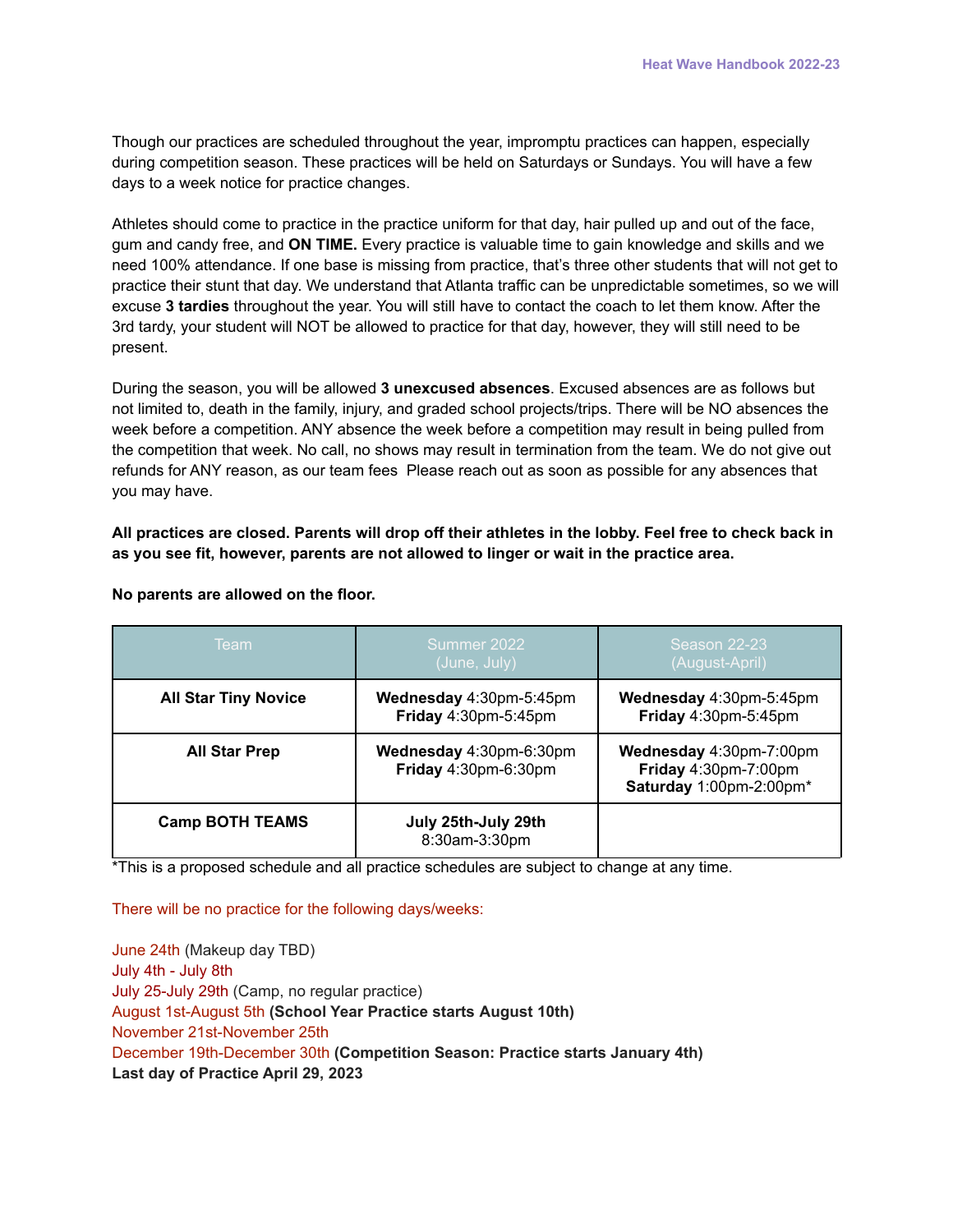Though our practices are scheduled throughout the year, impromptu practices can happen, especially during competition season. These practices will be held on Saturdays or Sundays. You will have a few days to a week notice for practice changes.

Athletes should come to practice in the practice uniform for that day, hair pulled up and out of the face, gum and candy free, and **ON TIME.** Every practice is valuable time to gain knowledge and skills and we need 100% attendance. If one base is missing from practice, that's three other students that will not get to practice their stunt that day. We understand that Atlanta traffic can be unpredictable sometimes, so we will excuse **3 tardies** throughout the year. You will still have to contact the coach to let them know. After the 3rd tardy, your student will NOT be allowed to practice for that day, however, they will still need to be present.

During the season, you will be allowed **3 unexcused absences**. Excused absences are as follows but not limited to, death in the family, injury, and graded school projects/trips. There will be NO absences the week before a competition. ANY absence the week before a competition may result in being pulled from the competition that week. No call, no shows may result in termination from the team. We do not give out refunds for ANY reason, as our team fees  Please reach out as soon as possible for any absences that you may have.

**All practices are closed. Parents will drop off their athletes in the lobby. Feel free to check back in as you see fit, however, parents are not allowed to linger or wait in the practice area.**

**No parents are allowed on the floor.**

| Team | Summer 2022 (June, July) | Season 22-23 (August-April) |
|---|---|---|
| **All Star Tiny Novice** | **Wednesday** 4:30pm-5:45pm<br>**Friday** 4:30pm-5:45pm | **Wednesday** 4:30pm-5:45pm<br>**Friday** 4:30pm-5:45pm |
| **All Star Prep** | **Wednesday** 4:30pm-6:30pm<br>**Friday** 4:30pm-6:30pm | **Wednesday** 4:30pm-7:00pm<br>**Friday** 4:30pm-7:00pm<br>**Saturday** 1:00pm-2:00pm* |
| **Camp BOTH TEAMS** | **July 25th-July 29th**<br>8:30am-3:30pm | |

*This is a proposed schedule and all practice schedules are subject to change at any time.

There will be no practice for the following days/weeks:

June 24th (Makeup day TBD)
July 4th - July 8th
July 25-July 29th (Camp, no regular practice)
August 1st-August 5th **(School Year Practice starts August 10th)**
November 21st-November 25th
December 19th-December 30th **(Competition Season: Practice starts January 4th)**
**Last day of Practice April 29, 2023**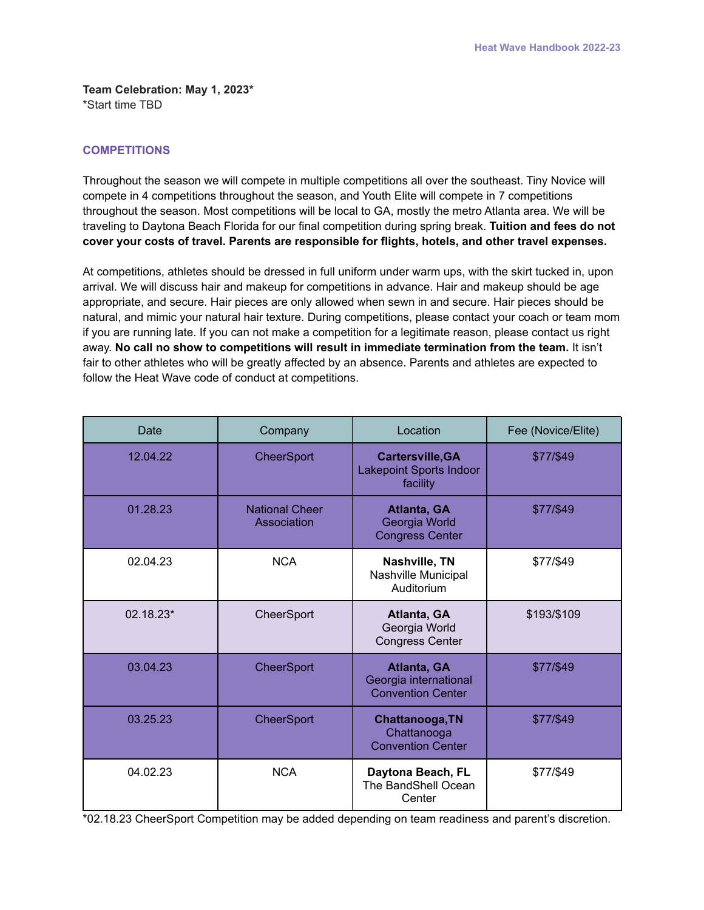**Team Celebration: May 1, 2023***
*Start time TBD

## COMPETITIONS

Throughout the season we will compete in multiple competitions all over the southeast. Tiny Novice will compete in 4 competitions throughout the season, and Youth Elite will compete in 7 competitions throughout the season. Most competitions will be local to GA, mostly the metro Atlanta area. We will be traveling to Daytona Beach Florida for our final competition during spring break. **Tuition and fees do not cover your costs of travel. Parents are responsible for flights, hotels, and other travel expenses.**

At competitions, athletes should be dressed in full uniform under warm ups, with the skirt tucked in, upon arrival. We will discuss hair and makeup for competitions in advance. Hair and makeup should be age appropriate, and secure. Hair pieces are only allowed when sewn in and secure. Hair pieces should be natural, and mimic your natural hair texture. During competitions, please contact your coach or team mom if you are running late. If you can not make a competition for a legitimate reason, please contact us right away. **No call no show to competitions will result in immediate termination from the team.** It isn't fair to other athletes who will be greatly affected by an absence. Parents and athletes are expected to follow the Heat Wave code of conduct at competitions.

| Date | Company | Location | Fee (Novice/Elite) |
|---|---|---|---|
| 12.04.22 | CheerSport | **Cartersville,GA** Lakepoint Sports Indoor facility | $77/$49 |
| 01.28.23 | National Cheer Association | **Atlanta, GA** Georgia World Congress Center | $77/$49 |
| 02.04.23 | NCA | **Nashville, TN** Nashville Municipal Auditorium | $77/$49 |
| 02.18.23* | CheerSport | **Atlanta, GA** Georgia World Congress Center | $193/$109 |
| 03.04.23 | CheerSport | **Atlanta, GA** Georgia international Convention Center | $77/$49 |
| 03.25.23 | CheerSport | **Chattanooga,TN** Chattanooga Convention Center | $77/$49 |
| 04.02.23 | NCA | **Daytona Beach, FL** The BandShell Ocean Center | $77/$49 |

*02.18.23 CheerSport Competition may be added depending on team readiness and parent's discretion.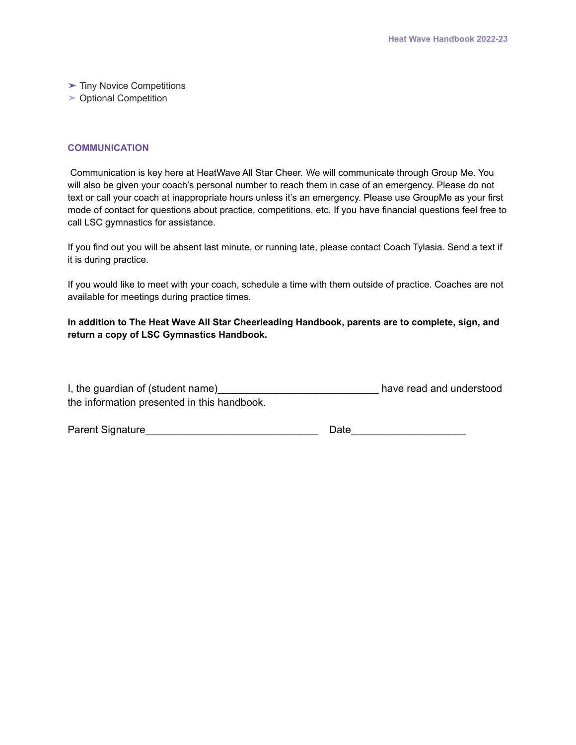- Tiny Novice Competitions
- Optional Competition

### COMMUNICATION

Communication is key here at HeatWave All Star Cheer. We will communicate through Group Me. You will also be given your coach's personal number to reach them in case of an emergency. Please do not text or call your coach at inappropriate hours unless it's an emergency. Please use GroupMe as your first mode of contact for questions about practice, competitions, etc. If you have financial questions feel free to call LSC gymnastics for assistance.

If you find out you will be absent last minute, or running late, please contact Coach Tylasia. Send a text if it is during practice.

If you would like to meet with your coach, schedule a time with them outside of practice. Coaches are not available for meetings during practice times.

**In addition to The Heat Wave All Star Cheerleading Handbook, parents are to complete, sign, and return a copy of LSC Gymnastics Handbook.**

I, the guardian of (student name)___________________________ have read and understood the information presented in this handbook.

Parent Signature_____________________________ Date___________________